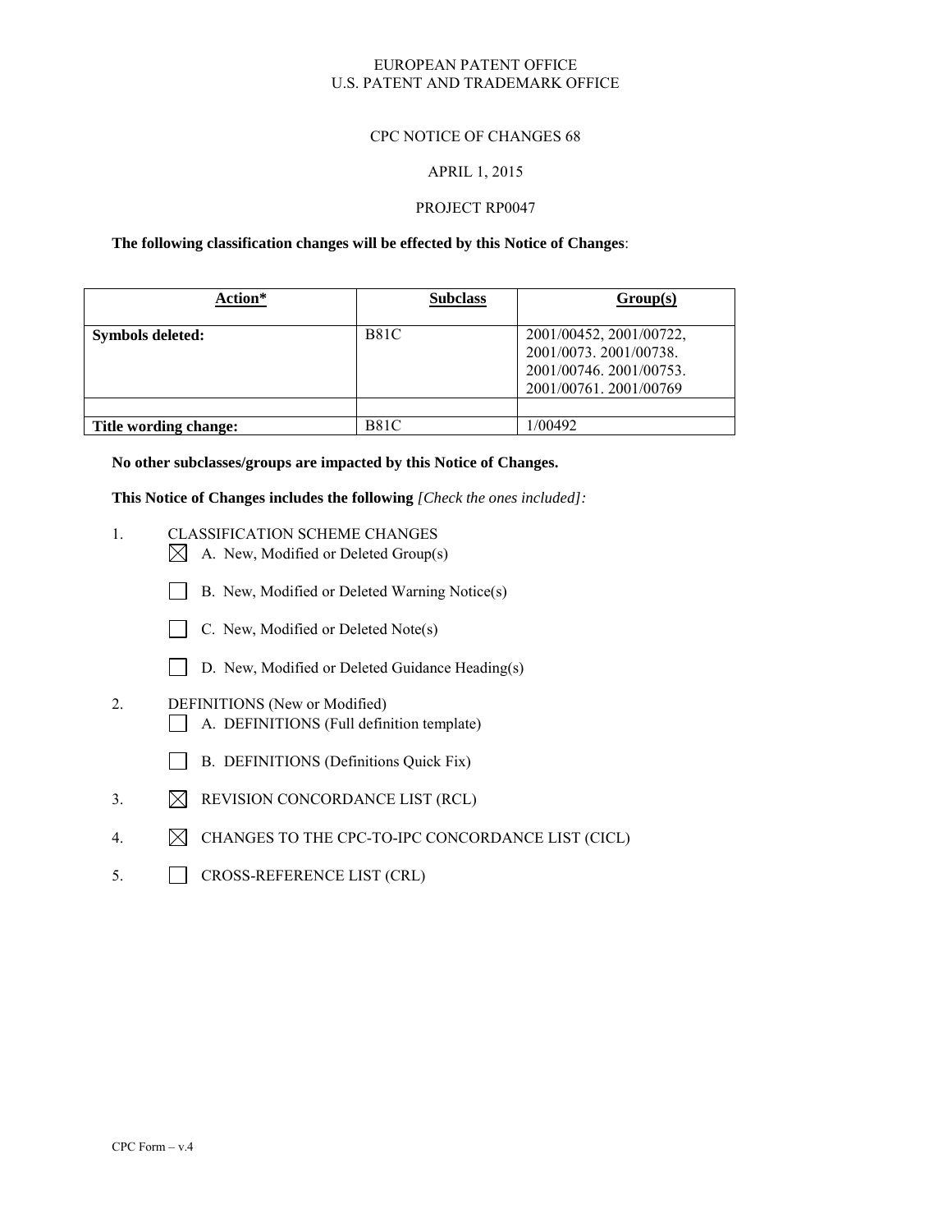EUROPEAN PATENT OFFICE
U.S. PATENT AND TRADEMARK OFFICE

CPC NOTICE OF CHANGES 68

APRIL 1, 2015

PROJECT RP0047

**The following classification changes will be effected by this Notice of Changes**:

| **Action*** | **Subclass** | **Group(s)** |
|---|---|---|
| **Symbols deleted:** | B81C | 2001/00452, 2001/00722, 2001/0073. 2001/00738. 2001/00746. 2001/00753. 2001/00761. 2001/00769 |
| | | |
| **Title wording change:** | B81C | 1/00492 |

**No other subclasses/groups are impacted by this Notice of Changes.**

**This Notice of Changes includes the following** *[Check the ones included]:*

1. CLASSIFICATION SCHEME CHANGES
   - [X] A. New, Modified or Deleted Group(s)
   - [ ] B. New, Modified or Deleted Warning Notice(s)
   - [ ] C. New, Modified or Deleted Note(s)
   - [ ] D. New, Modified or Deleted Guidance Heading(s)
2. DEFINITIONS (New or Modified)
   - [ ] A. DEFINITIONS (Full definition template)
   - [ ] B. DEFINITIONS (Definitions Quick Fix)
3. [X] REVISION CONCORDANCE LIST (RCL)
4. [X] CHANGES TO THE CPC-TO-IPC CONCORDANCE LIST (CICL)
5. [ ] CROSS-REFERENCE LIST (CRL)

CPC Form – v.4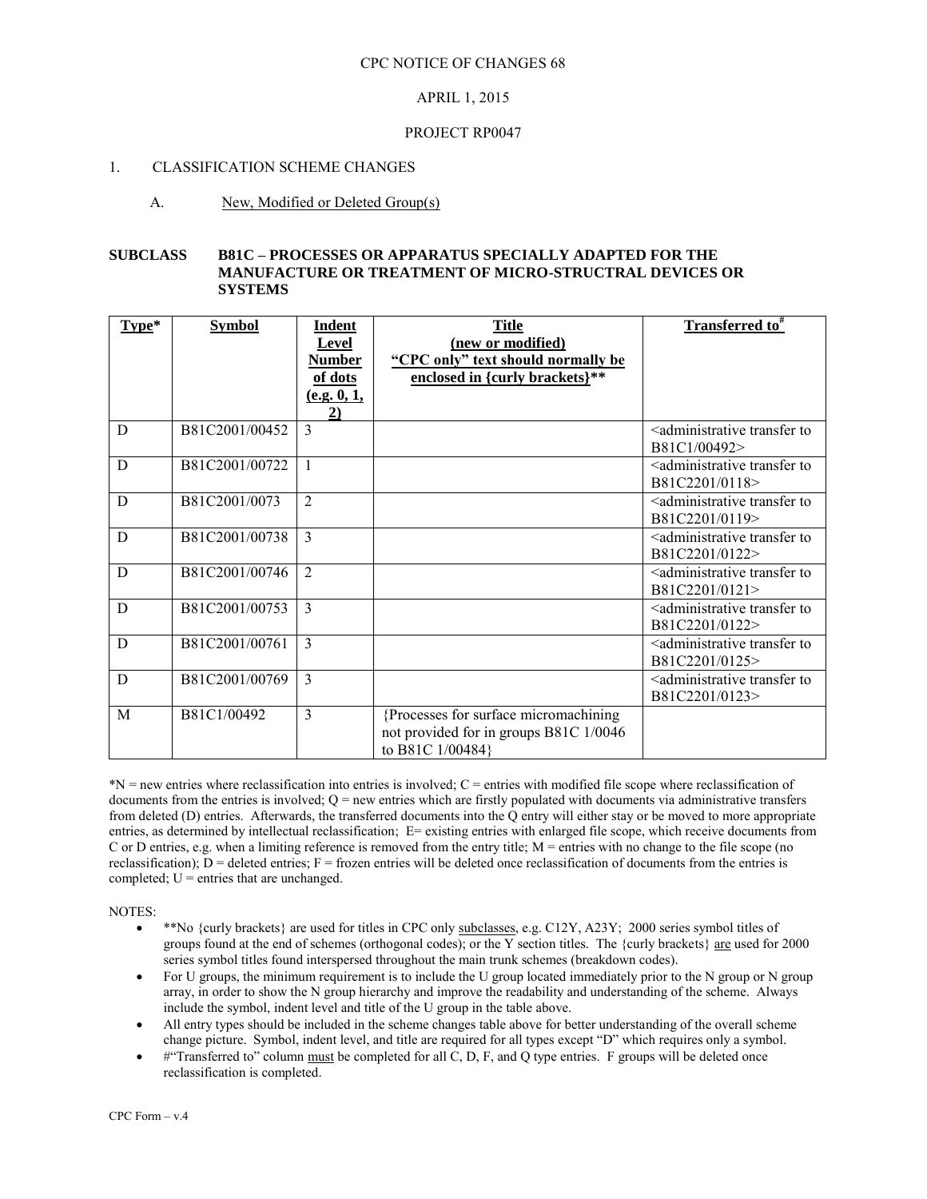CPC NOTICE OF CHANGES 68

APRIL 1, 2015

PROJECT RP0047

1. CLASSIFICATION SCHEME CHANGES

A. New, Modified or Deleted Group(s)

**SUBCLASS B81C – PROCESSES OR APPARATUS SPECIALLY ADAPTED FOR THE MANUFACTURE OR TREATMENT OF MICRO-STRUCTRAL DEVICES OR SYSTEMS**

| Type* | Symbol | Indent Level Number of dots (e.g. 0, 1, 2) | Title (new or modified) "CPC only" text should normally be enclosed in {curly brackets}** | Transferred to# |
|---|---|---|---|---|
| D | B81C2001/00452 | 3 | | <administrative transfer to B81C1/00492> |
| D | B81C2001/00722 | 1 | | <administrative transfer to B81C2201/0118> |
| D | B81C2001/0073 | 2 | | <administrative transfer to B81C2201/0119> |
| D | B81C2001/00738 | 3 | | <administrative transfer to B81C2201/0122> |
| D | B81C2001/00746 | 2 | | <administrative transfer to B81C2201/0121> |
| D | B81C2001/00753 | 3 | | <administrative transfer to B81C2201/0122> |
| D | B81C2001/00761 | 3 | | <administrative transfer to B81C2201/0125> |
| D | B81C2001/00769 | 3 | | <administrative transfer to B81C2201/0123> |
| M | B81C1/00492 | 3 | {Processes for surface micromachining not provided for in groups B81C 1/0046 to B81C 1/00484} | |

*N = new entries where reclassification into entries is involved; C = entries with modified file scope where reclassification of documents from the entries is involved; Q = new entries which are firstly populated with documents via administrative transfers from deleted (D) entries. Afterwards, the transferred documents into the Q entry will either stay or be moved to more appropriate entries, as determined by intellectual reclassification; E= existing entries with enlarged file scope, which receive documents from C or D entries, e.g. when a limiting reference is removed from the entry title; M = entries with no change to the file scope (no reclassification); D = deleted entries; F = frozen entries will be deleted once reclassification of documents from the entries is completed; U = entries that are unchanged.

NOTES:

- **No {curly brackets} are used for titles in CPC only subclasses, e.g. C12Y, A23Y; 2000 series symbol titles of groups found at the end of schemes (orthogonal codes); or the Y section titles. The {curly brackets} are used for 2000 series symbol titles found interspersed throughout the main trunk schemes (breakdown codes).
- For U groups, the minimum requirement is to include the U group located immediately prior to the N group or N group array, in order to show the N group hierarchy and improve the readability and understanding of the scheme. Always include the symbol, indent level and title of the U group in the table above.
- All entry types should be included in the scheme changes table above for better understanding of the overall scheme change picture. Symbol, indent level, and title are required for all types except "D" which requires only a symbol.
- #"Transferred to" column must be completed for all C, D, F, and Q type entries. F groups will be deleted once reclassification is completed.

CPC Form – v.4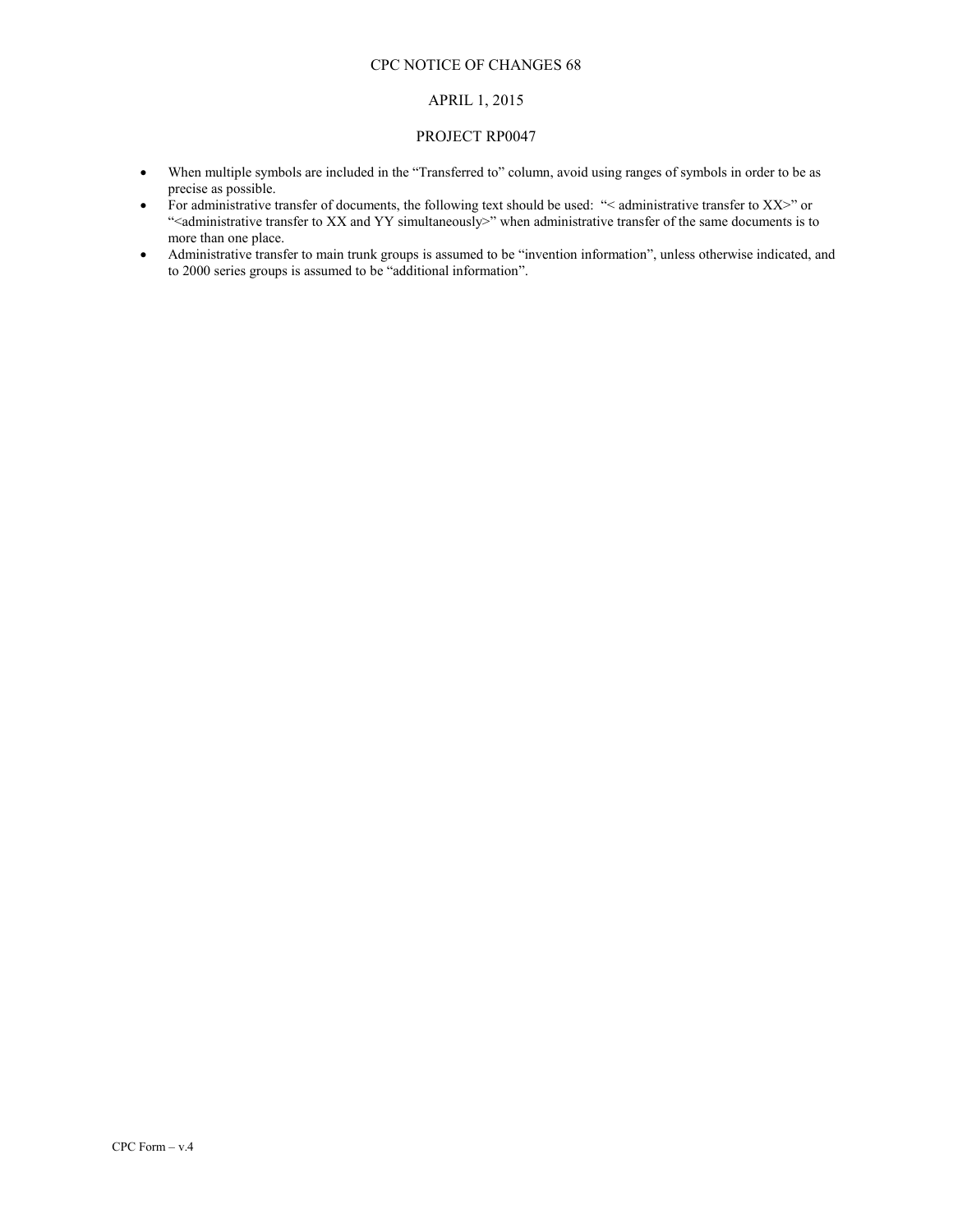- When multiple symbols are included in the "Transferred to" column, avoid using ranges of symbols in order to be as precise as possible.
- For administrative transfer of documents, the following text should be used: "< administrative transfer to XX>" or "<administrative transfer to XX and YY simultaneously>" when administrative transfer of the same documents is to more than one place.
- Administrative transfer to main trunk groups is assumed to be "invention information", unless otherwise indicated, and to 2000 series groups is assumed to be "additional information".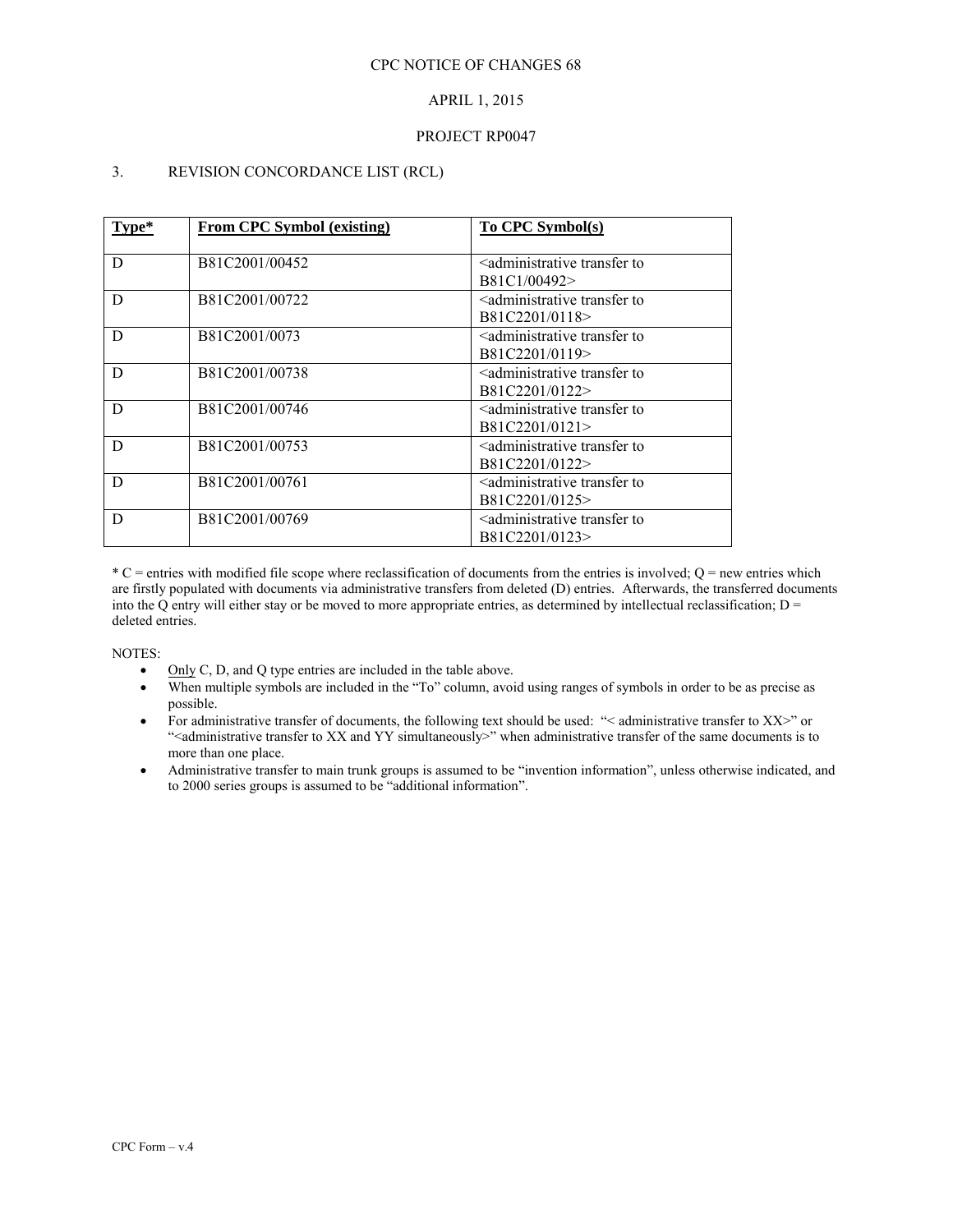CPC NOTICE OF CHANGES 68

APRIL 1, 2015

PROJECT RP0047

## 3. REVISION CONCORDANCE LIST (RCL)

| **Type*** | **From CPC Symbol (existing)** | **To CPC Symbol(s)** |
|---|---|---|
| D | B81C2001/00452 | <administrative transfer to B81C1/00492> |
| D | B81C2001/00722 | <administrative transfer to B81C2201/0118> |
| D | B81C2001/0073 | <administrative transfer to B81C2201/0119> |
| D | B81C2001/00738 | <administrative transfer to B81C2201/0122> |
| D | B81C2001/00746 | <administrative transfer to B81C2201/0121> |
| D | B81C2001/00753 | <administrative transfer to B81C2201/0122> |
| D | B81C2001/00761 | <administrative transfer to B81C2201/0125> |
| D | B81C2001/00769 | <administrative transfer to B81C2201/0123> |

* C = entries with modified file scope where reclassification of documents from the entries is involved; Q = new entries which are firstly populated with documents via administrative transfers from deleted (D) entries. Afterwards, the transferred documents into the Q entry will either stay or be moved to more appropriate entries, as determined by intellectual reclassification; D = deleted entries.

NOTES:

- Only C, D, and Q type entries are included in the table above.
- When multiple symbols are included in the "To" column, avoid using ranges of symbols in order to be as precise as possible.
- For administrative transfer of documents, the following text should be used: "< administrative transfer to XX>" or "<administrative transfer to XX and YY simultaneously>" when administrative transfer of the same documents is to more than one place.
- Administrative transfer to main trunk groups is assumed to be "invention information", unless otherwise indicated, and to 2000 series groups is assumed to be "additional information".

CPC Form – v.4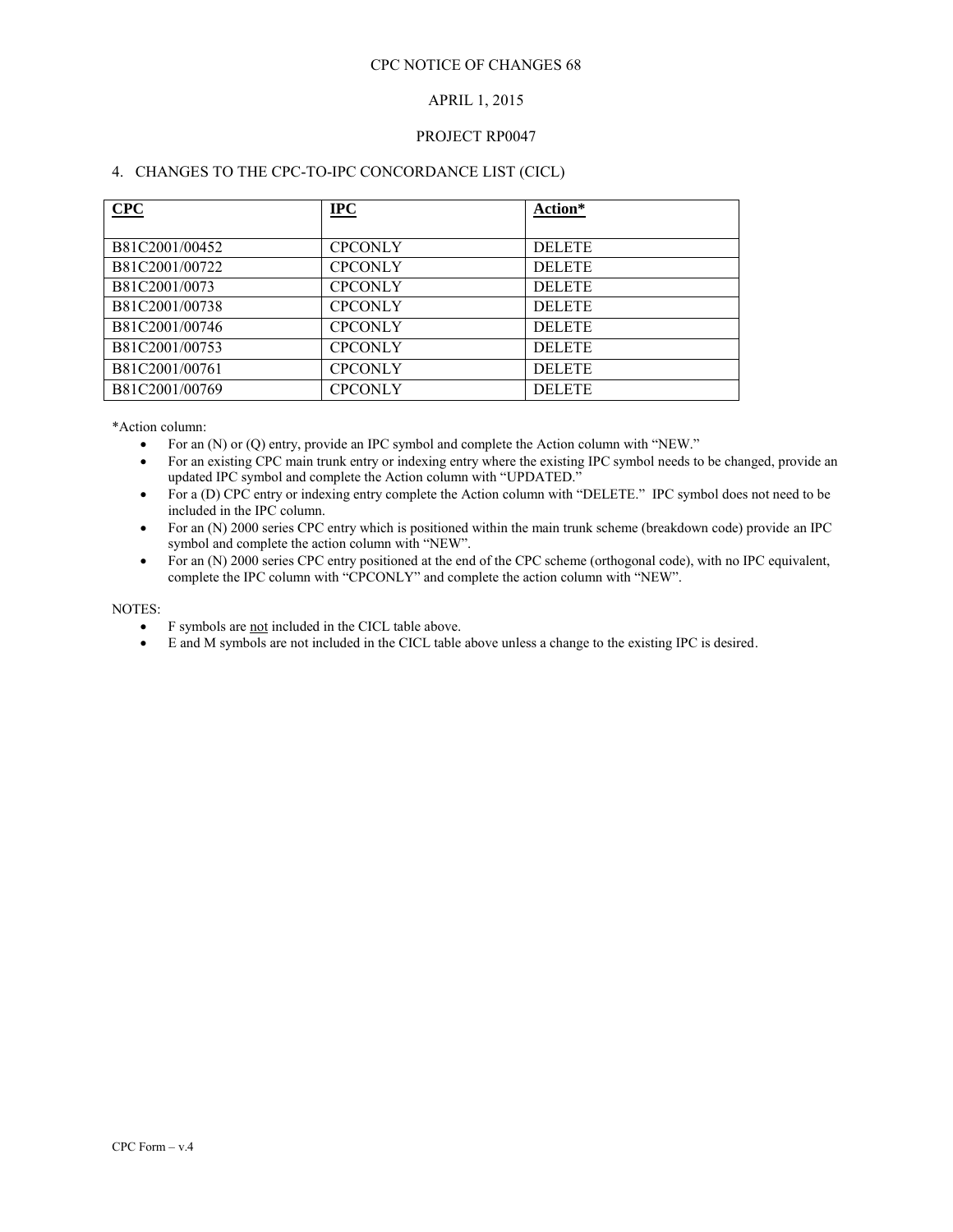CPC NOTICE OF CHANGES 68

APRIL 1, 2015

PROJECT RP0047

4. CHANGES TO THE CPC-TO-IPC CONCORDANCE LIST (CICL)

| **CPC** | **IPC** | **Action*** |
|---|---|---|
| B81C2001/00452 | CPCONLY | DELETE |
| B81C2001/00722 | CPCONLY | DELETE |
| B81C2001/0073 | CPCONLY | DELETE |
| B81C2001/00738 | CPCONLY | DELETE |
| B81C2001/00746 | CPCONLY | DELETE |
| B81C2001/00753 | CPCONLY | DELETE |
| B81C2001/00761 | CPCONLY | DELETE |
| B81C2001/00769 | CPCONLY | DELETE |

*Action column:

- For an (N) or (Q) entry, provide an IPC symbol and complete the Action column with "NEW."
- For an existing CPC main trunk entry or indexing entry where the existing IPC symbol needs to be changed, provide an updated IPC symbol and complete the Action column with "UPDATED."
- For a (D) CPC entry or indexing entry complete the Action column with "DELETE." IPC symbol does not need to be included in the IPC column.
- For an (N) 2000 series CPC entry which is positioned within the main trunk scheme (breakdown code) provide an IPC symbol and complete the action column with "NEW".
- For an (N) 2000 series CPC entry positioned at the end of the CPC scheme (orthogonal code), with no IPC equivalent, complete the IPC column with "CPCONLY" and complete the action column with "NEW".

NOTES:

- F symbols are not included in the CICL table above.
- E and M symbols are not included in the CICL table above unless a change to the existing IPC is desired.